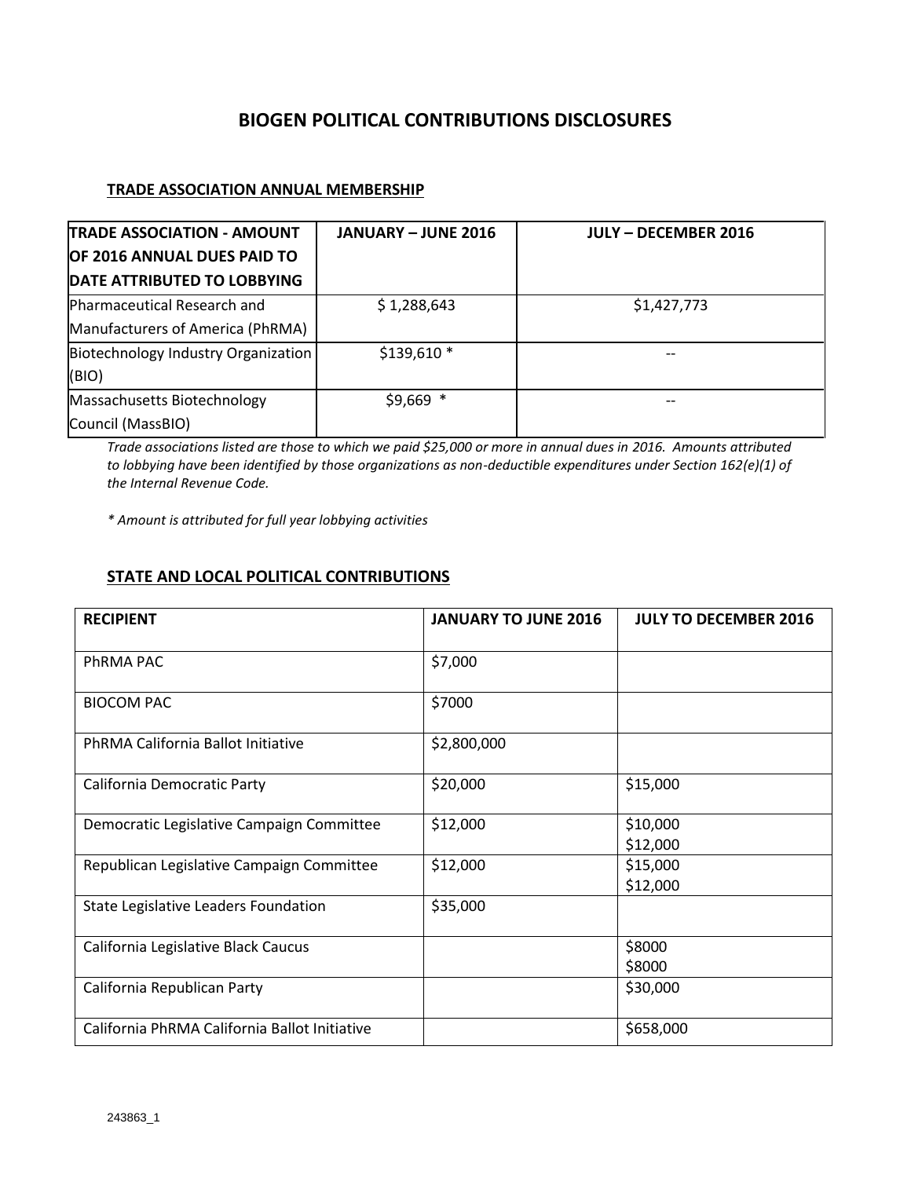# BIOGEN POLITICAL CONTRIBUTIONS DISCLOSURES

## TRADE ASSOCIATION ANNUAL MEMBERSHIP

| TRADE ASSOCIATION - AMOUNT OF 2016 ANNUAL DUES PAID TO DATE ATTRIBUTED TO LOBBYING | JANUARY – JUNE 2016 | JULY – DECEMBER 2016 |
|---|---|---|
| Pharmaceutical Research and Manufacturers of America (PhRMA) | $ 1,288,643 | $1,427,773 |
| Biotechnology Industry Organization (BIO) | $139,610 * | -- |
| Massachusetts Biotechnology Council (MassBIO) | $9,669 * | -- |

*Trade associations listed are those to which we paid $25,000 or more in annual dues in 2016. Amounts attributed to lobbying have been identified by those organizations as non-deductible expenditures under Section 162(e)(1) of the Internal Revenue Code.*

*\* Amount is attributed for full year lobbying activities*

## STATE AND LOCAL POLITICAL CONTRIBUTIONS

| RECIPIENT | JANUARY TO JUNE 2016 | JULY TO DECEMBER 2016 |
|---|---|---|
| PhRMA PAC | $7,000 | |
| BIOCOM PAC | $7000 | |
| PhRMA California Ballot Initiative | $2,800,000 | |
| California Democratic Party | $20,000 | $15,000 |
| Democratic Legislative Campaign Committee | $12,000 | $10,000<br>$12,000 |
| Republican Legislative Campaign Committee | $12,000 | $15,000<br>$12,000 |
| State Legislative Leaders Foundation | $35,000 | |
| California Legislative Black Caucus | | $8000<br>$8000 |
| California Republican Party | | $30,000 |
| California PhRMA California Ballot Initiative | | $658,000 |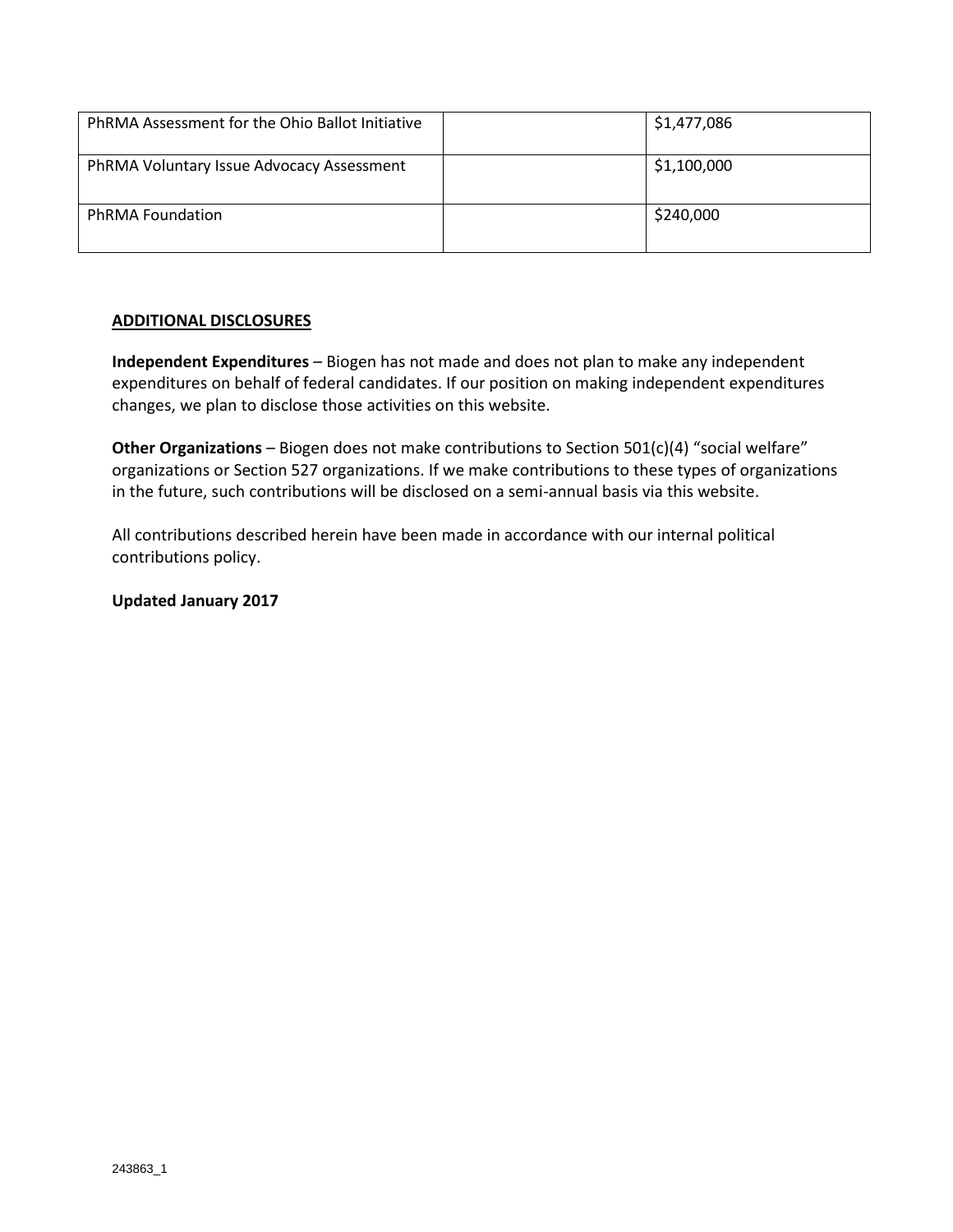| | | |
| --- | --- | --- |
| PhRMA Assessment for the Ohio Ballot Initiative | | $1,477,086 |
| PhRMA Voluntary Issue Advocacy Assessment | | $1,100,000 |
| PhRMA Foundation | | $240,000 |

**ADDITIONAL DISCLOSURES**

**Independent Expenditures** – Biogen has not made and does not plan to make any independent expenditures on behalf of federal candidates. If our position on making independent expenditures changes, we plan to disclose those activities on this website.

**Other Organizations** – Biogen does not make contributions to Section 501(c)(4) "social welfare" organizations or Section 527 organizations. If we make contributions to these types of organizations in the future, such contributions will be disclosed on a semi-annual basis via this website.

All contributions described herein have been made in accordance with our internal political contributions policy.

**Updated January 2017**

243863_1